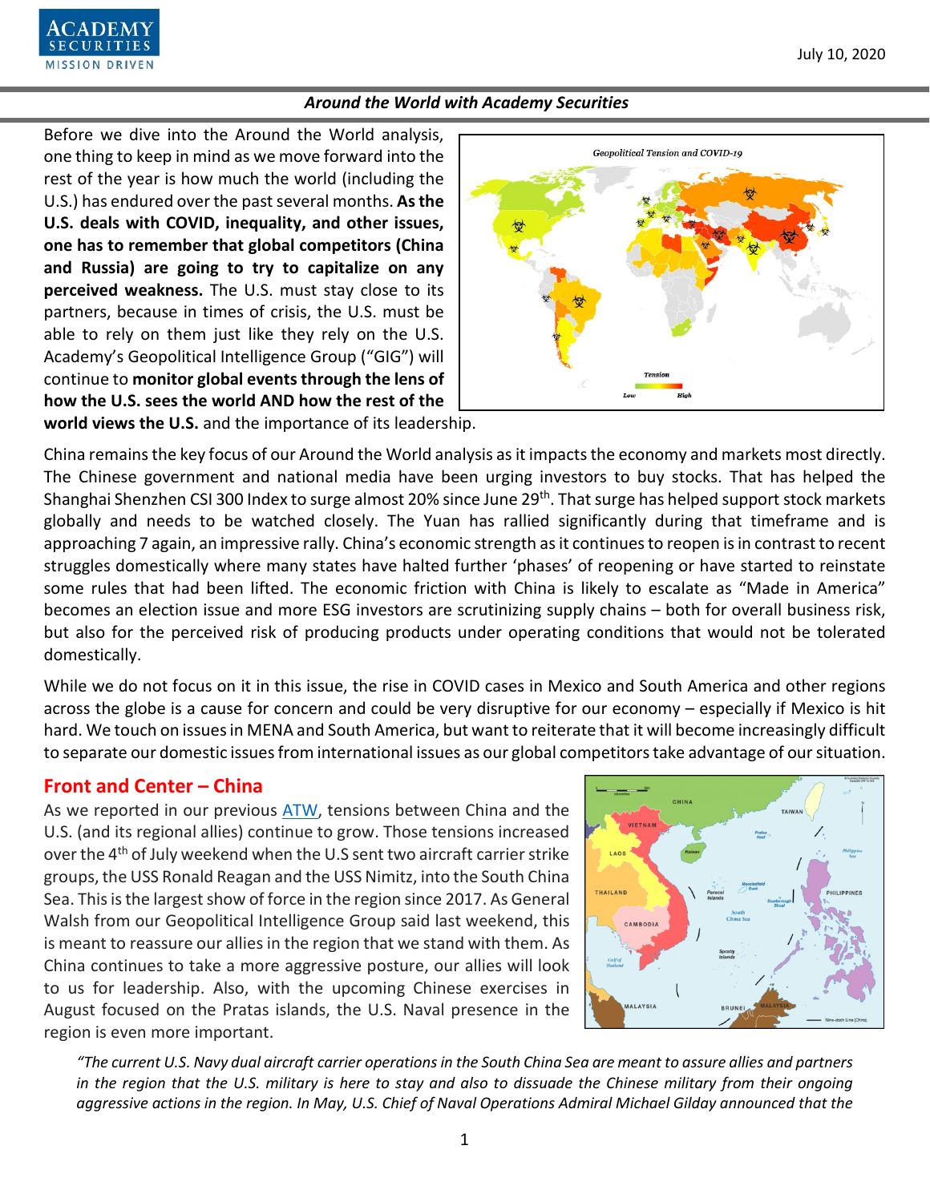## Around the World with Academy Securities

Before we dive into the Around the World analysis, one thing to keep in mind as we move forward into the rest of the year is how much the world (including the U.S.) has endured over the past several months. **As the U.S. deals with COVID, inequality, and other issues, one has to remember that global competitors (China and Russia) are going to try to capitalize on any perceived weakness.** The U.S. must stay close to its partners, because in times of crisis, the U.S. must be able to rely on them just like they rely on the U.S. Academy's Geopolitical Intelligence Group ("GIG") will continue to **monitor global events through the lens of how the U.S. sees the world AND how the rest of the world views the U.S.** and the importance of its leadership.

China remains the key focus of our Around the World analysis as it impacts the economy and markets most directly. The Chinese government and national media have been urging investors to buy stocks. That has helped the Shanghai Shenzhen CSI 300 Index to surge almost 20% since June 29th. That surge has helped support stock markets globally and needs to be watched closely. The Yuan has rallied significantly during that timeframe and is approaching 7 again, an impressive rally. China's economic strength as it continues to reopen is in contrast to recent struggles domestically where many states have halted further 'phases' of reopening or have started to reinstate some rules that had been lifted. The economic friction with China is likely to escalate as "Made in America" becomes an election issue and more ESG investors are scrutinizing supply chains – both for overall business risk, but also for the perceived risk of producing products under operating conditions that would not be tolerated domestically.

While we do not focus on it in this issue, the rise in COVID cases in Mexico and South America and other regions across the globe is a cause for concern and could be very disruptive for our economy – especially if Mexico is hit hard. We touch on issues in MENA and South America, but want to reiterate that it will become increasingly difficult to separate our domestic issues from international issues as our global competitors take advantage of our situation.

## Front and Center – China

As we reported in our previous ATW, tensions between China and the U.S. (and its regional allies) continue to grow. Those tensions increased over the 4th of July weekend when the U.S sent two aircraft carrier strike groups, the USS Ronald Reagan and the USS Nimitz, into the South China Sea. This is the largest show of force in the region since 2017. As General Walsh from our Geopolitical Intelligence Group said last weekend, this is meant to reassure our allies in the region that we stand with them. As China continues to take a more aggressive posture, our allies will look to us for leadership. Also, with the upcoming Chinese exercises in August focused on the Pratas islands, the U.S. Naval presence in the region is even more important.

*"The current U.S. Navy dual aircraft carrier operations in the South China Sea are meant to assure allies and partners in the region that the U.S. military is here to stay and also to dissuade the Chinese military from their ongoing aggressive actions in the region. In May, U.S. Chief of Naval Operations Admiral Michael Gilday announced that the*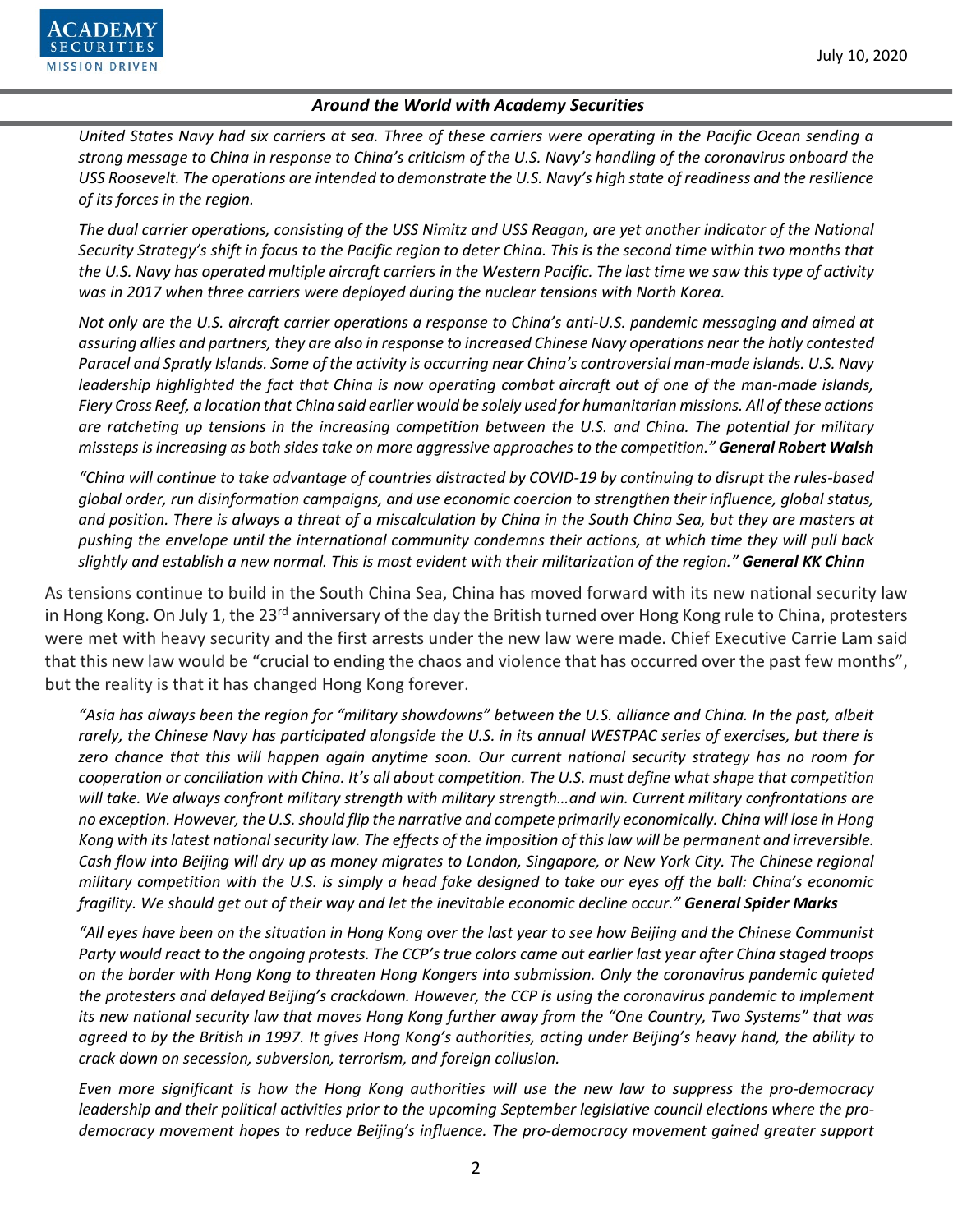*United States Navy had six carriers at sea. Three of these carriers were operating in the Pacific Ocean sending a strong message to China in response to China's criticism of the U.S. Navy's handling of the coronavirus onboard the USS Roosevelt. The operations are intended to demonstrate the U.S. Navy's high state of readiness and the resilience of its forces in the region.*

*The dual carrier operations, consisting of the USS Nimitz and USS Reagan, are yet another indicator of the National Security Strategy's shift in focus to the Pacific region to deter China. This is the second time within two months that the U.S. Navy has operated multiple aircraft carriers in the Western Pacific. The last time we saw this type of activity was in 2017 when three carriers were deployed during the nuclear tensions with North Korea.*

*Not only are the U.S. aircraft carrier operations a response to China's anti-U.S. pandemic messaging and aimed at assuring allies and partners, they are also in response to increased Chinese Navy operations near the hotly contested Paracel and Spratly Islands. Some of the activity is occurring near China's controversial man-made islands. U.S. Navy leadership highlighted the fact that China is now operating combat aircraft out of one of the man-made islands, Fiery Cross Reef, a location that China said earlier would be solely used for humanitarian missions. All of these actions are ratcheting up tensions in the increasing competition between the U.S. and China. The potential for military missteps is increasing as both sides take on more aggressive approaches to the competition."* ***General Robert Walsh***

*"China will continue to take advantage of countries distracted by COVID-19 by continuing to disrupt the rules-based global order, run disinformation campaigns, and use economic coercion to strengthen their influence, global status, and position. There is always a threat of a miscalculation by China in the South China Sea, but they are masters at pushing the envelope until the international community condemns their actions, at which time they will pull back slightly and establish a new normal. This is most evident with their militarization of the region."* ***General KK Chinn***

As tensions continue to build in the South China Sea, China has moved forward with its new national security law in Hong Kong. On July 1, the 23rd anniversary of the day the British turned over Hong Kong rule to China, protesters were met with heavy security and the first arrests under the new law were made. Chief Executive Carrie Lam said that this new law would be "crucial to ending the chaos and violence that has occurred over the past few months", but the reality is that it has changed Hong Kong forever.

*"Asia has always been the region for "military showdowns" between the U.S. alliance and China. In the past, albeit rarely, the Chinese Navy has participated alongside the U.S. in its annual WESTPAC series of exercises, but there is zero chance that this will happen again anytime soon. Our current national security strategy has no room for cooperation or conciliation with China. It's all about competition. The U.S. must define what shape that competition will take. We always confront military strength with military strength…and win. Current military confrontations are no exception. However, the U.S. should flip the narrative and compete primarily economically. China will lose in Hong Kong with its latest national security law. The effects of the imposition of this law will be permanent and irreversible. Cash flow into Beijing will dry up as money migrates to London, Singapore, or New York City. The Chinese regional military competition with the U.S. is simply a head fake designed to take our eyes off the ball: China's economic fragility. We should get out of their way and let the inevitable economic decline occur."* ***General Spider Marks***

*"All eyes have been on the situation in Hong Kong over the last year to see how Beijing and the Chinese Communist Party would react to the ongoing protests. The CCP's true colors came out earlier last year after China staged troops on the border with Hong Kong to threaten Hong Kongers into submission. Only the coronavirus pandemic quieted the protesters and delayed Beijing's crackdown. However, the CCP is using the coronavirus pandemic to implement its new national security law that moves Hong Kong further away from the "One Country, Two Systems" that was agreed to by the British in 1997. It gives Hong Kong's authorities, acting under Beijing's heavy hand, the ability to crack down on secession, subversion, terrorism, and foreign collusion.*

*Even more significant is how the Hong Kong authorities will use the new law to suppress the pro-democracy leadership and their political activities prior to the upcoming September legislative council elections where the pro-democracy movement hopes to reduce Beijing's influence. The pro-democracy movement gained greater support*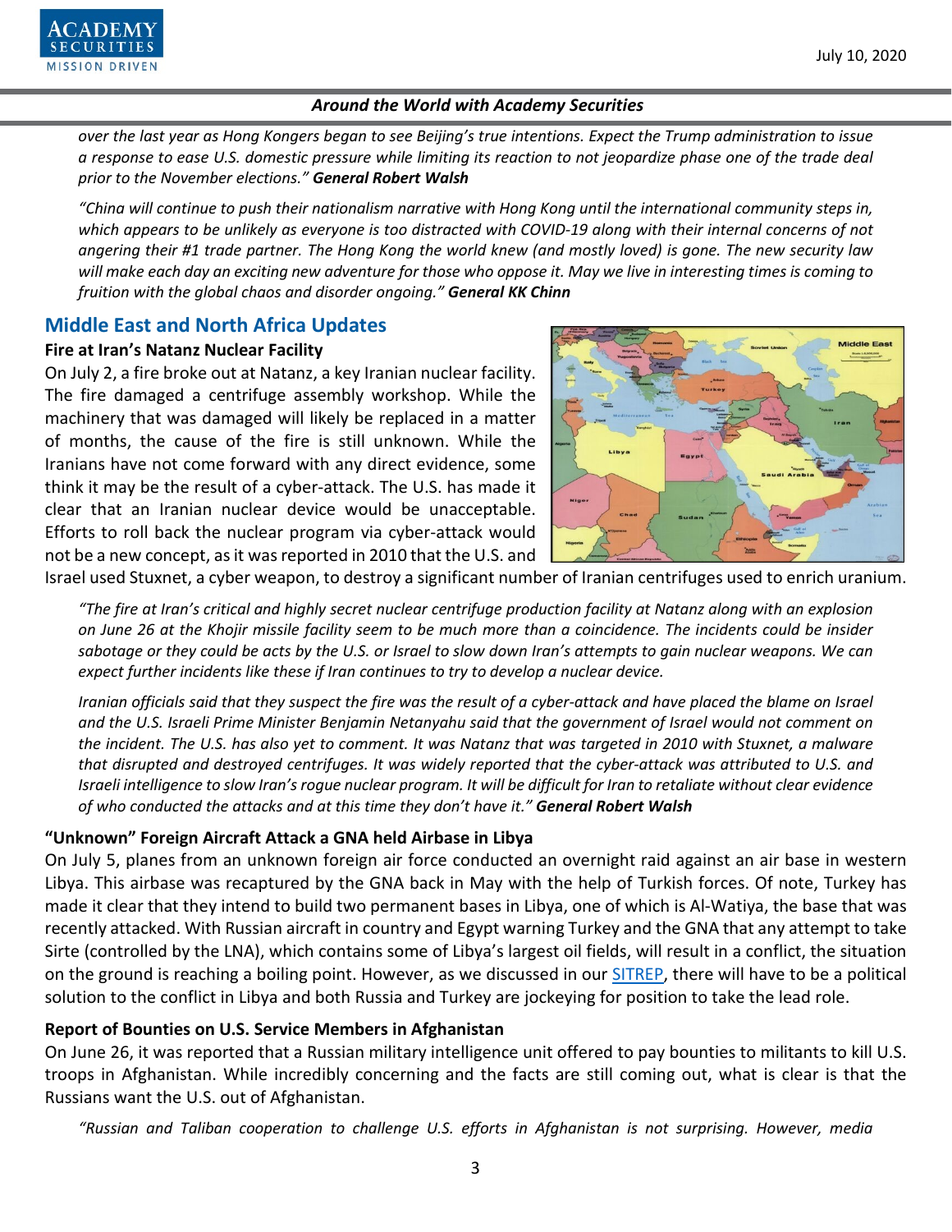*over the last year as Hong Kongers began to see Beijing's true intentions. Expect the Trump administration to issue a response to ease U.S. domestic pressure while limiting its reaction to not jeopardize phase one of the trade deal prior to the November elections."* ***General Robert Walsh***

*"China will continue to push their nationalism narrative with Hong Kong until the international community steps in, which appears to be unlikely as everyone is too distracted with COVID-19 along with their internal concerns of not angering their #1 trade partner. The Hong Kong the world knew (and mostly loved) is gone. The new security law will make each day an exciting new adventure for those who oppose it. May we live in interesting times is coming to fruition with the global chaos and disorder ongoing."* ***General KK Chinn***

## Middle East and North Africa Updates

### Fire at Iran's Natanz Nuclear Facility

On July 2, a fire broke out at Natanz, a key Iranian nuclear facility. The fire damaged a centrifuge assembly workshop. While the machinery that was damaged will likely be replaced in a matter of months, the cause of the fire is still unknown. While the Iranians have not come forward with any direct evidence, some think it may be the result of a cyber-attack. The U.S. has made it clear that an Iranian nuclear device would be unacceptable. Efforts to roll back the nuclear program via cyber-attack would not be a new concept, as it was reported in 2010 that the U.S. and Israel used Stuxnet, a cyber weapon, to destroy a significant number of Iranian centrifuges used to enrich uranium.

*"The fire at Iran's critical and highly secret nuclear centrifuge production facility at Natanz along with an explosion on June 26 at the Khojir missile facility seem to be much more than a coincidence. The incidents could be insider sabotage or they could be acts by the U.S. or Israel to slow down Iran's attempts to gain nuclear weapons. We can expect further incidents like these if Iran continues to try to develop a nuclear device.*

*Iranian officials said that they suspect the fire was the result of a cyber-attack and have placed the blame on Israel and the U.S. Israeli Prime Minister Benjamin Netanyahu said that the government of Israel would not comment on the incident. The U.S. has also yet to comment. It was Natanz that was targeted in 2010 with Stuxnet, a malware that disrupted and destroyed centrifuges. It was widely reported that the cyber-attack was attributed to U.S. and Israeli intelligence to slow Iran's rogue nuclear program. It will be difficult for Iran to retaliate without clear evidence of who conducted the attacks and at this time they don't have it."* ***General Robert Walsh***

### "Unknown" Foreign Aircraft Attack a GNA held Airbase in Libya

On July 5, planes from an unknown foreign air force conducted an overnight raid against an air base in western Libya. This airbase was recaptured by the GNA back in May with the help of Turkish forces. Of note, Turkey has made it clear that they intend to build two permanent bases in Libya, one of which is Al-Watiya, the base that was recently attacked. With Russian aircraft in country and Egypt warning Turkey and the GNA that any attempt to take Sirte (controlled by the LNA), which contains some of Libya's largest oil fields, will result in a conflict, the situation on the ground is reaching a boiling point. However, as we discussed in our SITREP, there will have to be a political solution to the conflict in Libya and both Russia and Turkey are jockeying for position to take the lead role.

### Report of Bounties on U.S. Service Members in Afghanistan

On June 26, it was reported that a Russian military intelligence unit offered to pay bounties to militants to kill U.S. troops in Afghanistan. While incredibly concerning and the facts are still coming out, what is clear is that the Russians want the U.S. out of Afghanistan.

*"Russian and Taliban cooperation to challenge U.S. efforts in Afghanistan is not surprising. However, media*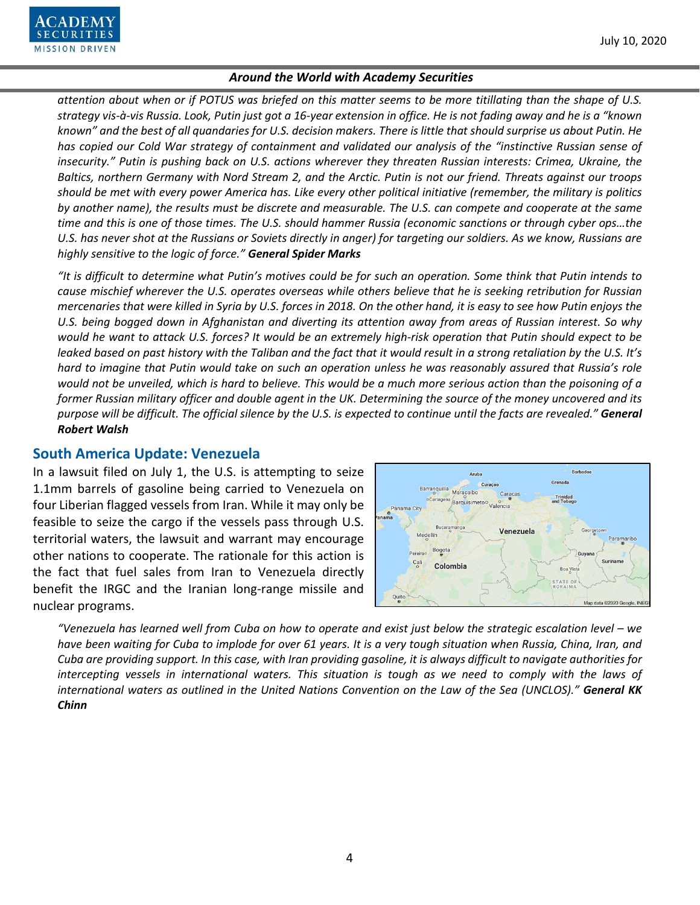*attention about when or if POTUS was briefed on this matter seems to be more titillating than the shape of U.S. strategy vis-à-vis Russia. Look, Putin just got a 16-year extension in office. He is not fading away and he is a "known known" and the best of all quandaries for U.S. decision makers. There is little that should surprise us about Putin. He has copied our Cold War strategy of containment and validated our analysis of the "instinctive Russian sense of insecurity." Putin is pushing back on U.S. actions wherever they threaten Russian interests: Crimea, Ukraine, the Baltics, northern Germany with Nord Stream 2, and the Arctic. Putin is not our friend. Threats against our troops should be met with every power America has. Like every other political initiative (remember, the military is politics by another name), the results must be discrete and measurable. The U.S. can compete and cooperate at the same time and this is one of those times. The U.S. should hammer Russia (economic sanctions or through cyber ops…the U.S. has never shot at the Russians or Soviets directly in anger) for targeting our soldiers. As we know, Russians are highly sensitive to the logic of force."* ***General Spider Marks***

*"It is difficult to determine what Putin's motives could be for such an operation. Some think that Putin intends to cause mischief wherever the U.S. operates overseas while others believe that he is seeking retribution for Russian mercenaries that were killed in Syria by U.S. forces in 2018. On the other hand, it is easy to see how Putin enjoys the U.S. being bogged down in Afghanistan and diverting its attention away from areas of Russian interest. So why would he want to attack U.S. forces? It would be an extremely high-risk operation that Putin should expect to be leaked based on past history with the Taliban and the fact that it would result in a strong retaliation by the U.S. It's hard to imagine that Putin would take on such an operation unless he was reasonably assured that Russia's role would not be unveiled, which is hard to believe. This would be a much more serious action than the poisoning of a former Russian military officer and double agent in the UK. Determining the source of the money uncovered and its purpose will be difficult. The official silence by the U.S. is expected to continue until the facts are revealed."* ***General Robert Walsh***

## South America Update: Venezuela

In a lawsuit filed on July 1, the U.S. is attempting to seize 1.1mm barrels of gasoline being carried to Venezuela on four Liberian flagged vessels from Iran. While it may only be feasible to seize the cargo if the vessels pass through U.S. territorial waters, the lawsuit and warrant may encourage other nations to cooperate. The rationale for this action is the fact that fuel sales from Iran to Venezuela directly benefit the IRGC and the Iranian long-range missile and nuclear programs.

*"Venezuela has learned well from Cuba on how to operate and exist just below the strategic escalation level – we have been waiting for Cuba to implode for over 61 years. It is a very tough situation when Russia, China, Iran, and Cuba are providing support. In this case, with Iran providing gasoline, it is always difficult to navigate authorities for intercepting vessels in international waters. This situation is tough as we need to comply with the laws of international waters as outlined in the United Nations Convention on the Law of the Sea (UNCLOS)."* ***General KK Chinn***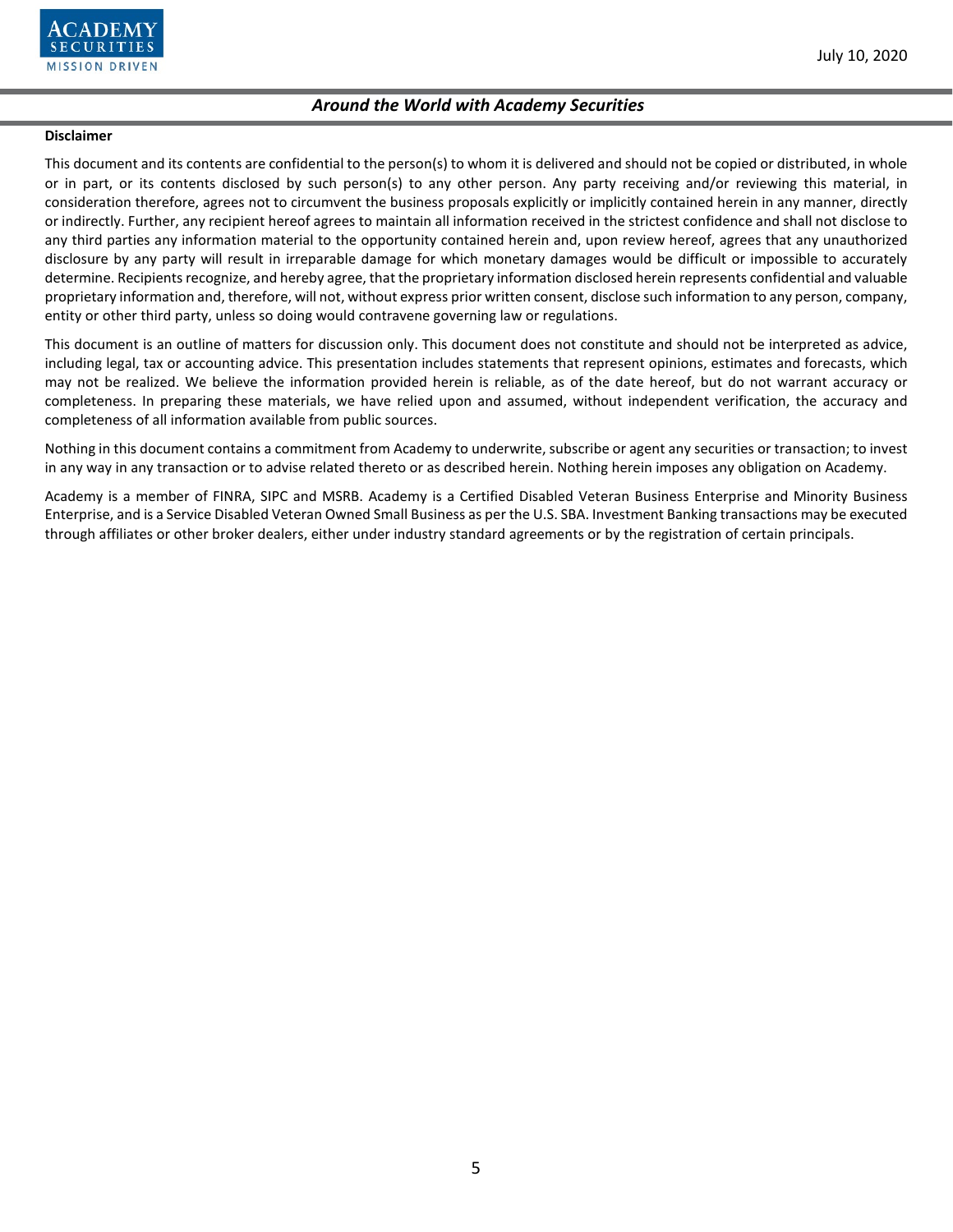**Disclaimer**

This document and its contents are confidential to the person(s) to whom it is delivered and should not be copied or distributed, in whole or in part, or its contents disclosed by such person(s) to any other person. Any party receiving and/or reviewing this material, in consideration therefore, agrees not to circumvent the business proposals explicitly or implicitly contained herein in any manner, directly or indirectly. Further, any recipient hereof agrees to maintain all information received in the strictest confidence and shall not disclose to any third parties any information material to the opportunity contained herein and, upon review hereof, agrees that any unauthorized disclosure by any party will result in irreparable damage for which monetary damages would be difficult or impossible to accurately determine. Recipients recognize, and hereby agree, that the proprietary information disclosed herein represents confidential and valuable proprietary information and, therefore, will not, without express prior written consent, disclose such information to any person, company, entity or other third party, unless so doing would contravene governing law or regulations.

This document is an outline of matters for discussion only. This document does not constitute and should not be interpreted as advice, including legal, tax or accounting advice. This presentation includes statements that represent opinions, estimates and forecasts, which may not be realized. We believe the information provided herein is reliable, as of the date hereof, but do not warrant accuracy or completeness. In preparing these materials, we have relied upon and assumed, without independent verification, the accuracy and completeness of all information available from public sources.

Nothing in this document contains a commitment from Academy to underwrite, subscribe or agent any securities or transaction; to invest in any way in any transaction or to advise related thereto or as described herein. Nothing herein imposes any obligation on Academy.

Academy is a member of FINRA, SIPC and MSRB. Academy is a Certified Disabled Veteran Business Enterprise and Minority Business Enterprise, and is a Service Disabled Veteran Owned Small Business as per the U.S. SBA. Investment Banking transactions may be executed through affiliates or other broker dealers, either under industry standard agreements or by the registration of certain principals.